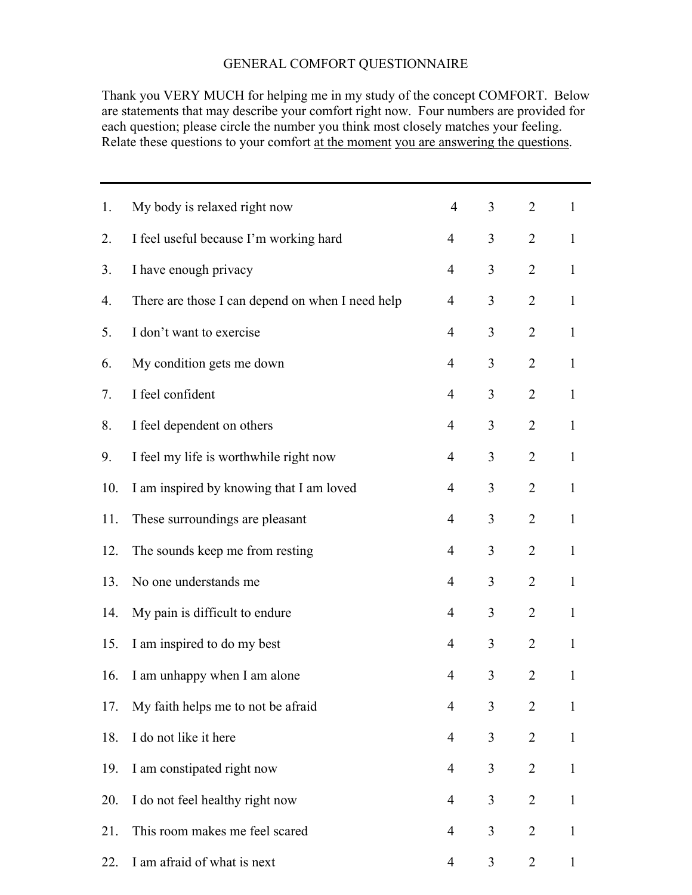# GENERAL COMFORT QUESTIONNAIRE

Thank you VERY MUCH for helping me in my study of the concept COMFORT. Below are statements that may describe your comfort right now. Four numbers are provided for each question; please circle the number you think most closely matches your feeling. Relate these questions to your comfort <u>at the moment</u> <u>you are answering the questions</u>.

| | | | | | |
|---|---|---|---|---|---|
| 1. | My body is relaxed right now | 4 | 3 | 2 | 1 |
| 2. | I feel useful because I'm working hard | 4 | 3 | 2 | 1 |
| 3. | I have enough privacy | 4 | 3 | 2 | 1 |
| 4. | There are those I can depend on when I need help | 4 | 3 | 2 | 1 |
| 5. | I don't want to exercise | 4 | 3 | 2 | 1 |
| 6. | My condition gets me down | 4 | 3 | 2 | 1 |
| 7. | I feel confident | 4 | 3 | 2 | 1 |
| 8. | I feel dependent on others | 4 | 3 | 2 | 1 |
| 9. | I feel my life is worthwhile right now | 4 | 3 | 2 | 1 |
| 10. | I am inspired by knowing that I am loved | 4 | 3 | 2 | 1 |
| 11. | These surroundings are pleasant | 4 | 3 | 2 | 1 |
| 12. | The sounds keep me from resting | 4 | 3 | 2 | 1 |
| 13. | No one understands me | 4 | 3 | 2 | 1 |
| 14. | My pain is difficult to endure | 4 | 3 | 2 | 1 |
| 15. | I am inspired to do my best | 4 | 3 | 2 | 1 |
| 16. | I am unhappy when I am alone | 4 | 3 | 2 | 1 |
| 17. | My faith helps me to not be afraid | 4 | 3 | 2 | 1 |
| 18. | I do not like it here | 4 | 3 | 2 | 1 |
| 19. | I am constipated right now | 4 | 3 | 2 | 1 |
| 20. | I do not feel healthy right now | 4 | 3 | 2 | 1 |
| 21. | This room makes me feel scared | 4 | 3 | 2 | 1 |
| 22. | I am afraid of what is next | 4 | 3 | 2 | 1 |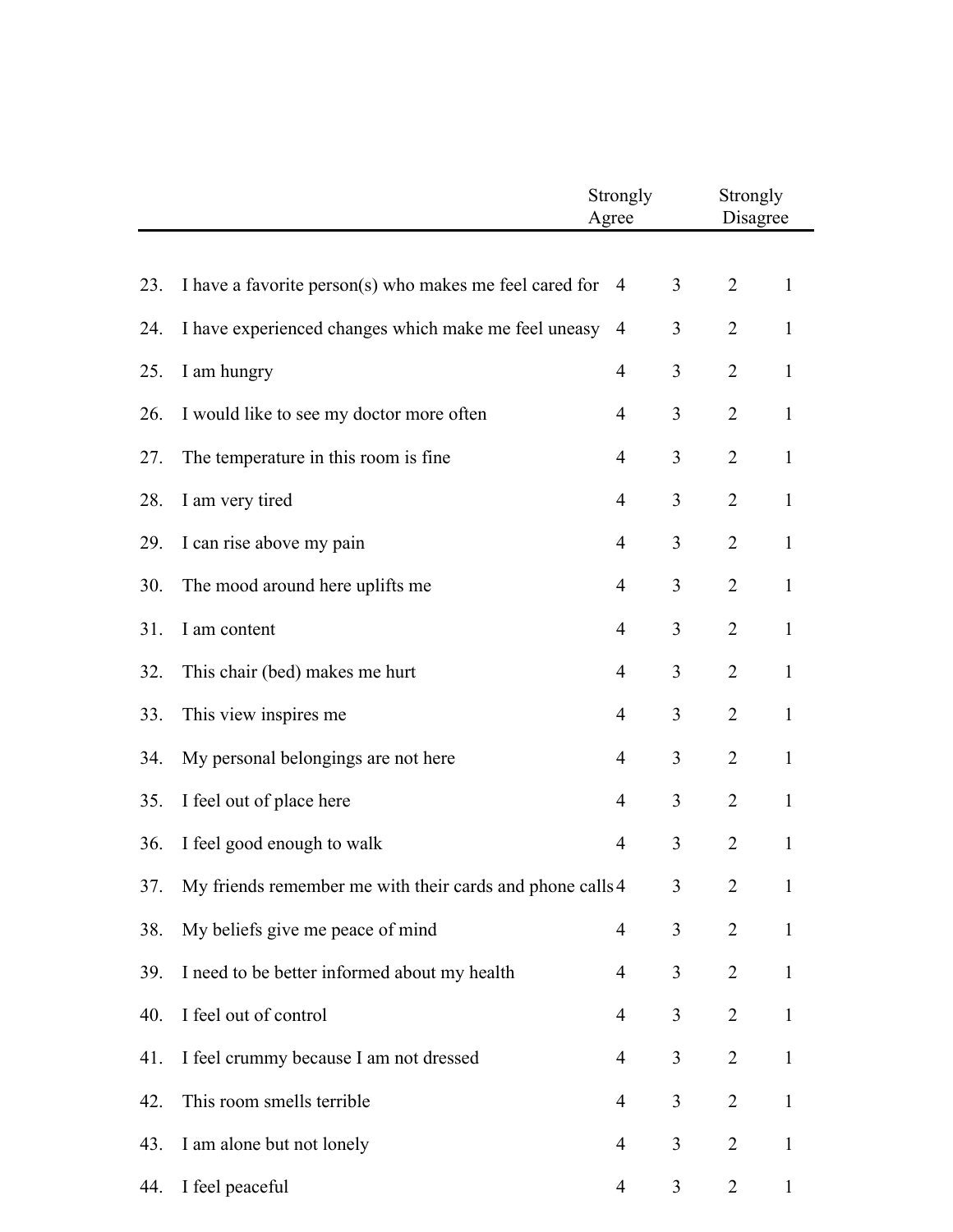| | | Strongly Agree | | | Strongly Disagree |
|---|---|---|---|---|---|
| 23. | I have a favorite person(s) who makes me feel cared for | 4 | 3 | 2 | 1 |
| 24. | I have experienced changes which make me feel uneasy | 4 | 3 | 2 | 1 |
| 25. | I am hungry | 4 | 3 | 2 | 1 |
| 26. | I would like to see my doctor more often | 4 | 3 | 2 | 1 |
| 27. | The temperature in this room is fine | 4 | 3 | 2 | 1 |
| 28. | I am very tired | 4 | 3 | 2 | 1 |
| 29. | I can rise above my pain | 4 | 3 | 2 | 1 |
| 30. | The mood around here uplifts me | 4 | 3 | 2 | 1 |
| 31. | I am content | 4 | 3 | 2 | 1 |
| 32. | This chair (bed) makes me hurt | 4 | 3 | 2 | 1 |
| 33. | This view inspires me | 4 | 3 | 2 | 1 |
| 34. | My personal belongings are not here | 4 | 3 | 2 | 1 |
| 35. | I feel out of place here | 4 | 3 | 2 | 1 |
| 36. | I feel good enough to walk | 4 | 3 | 2 | 1 |
| 37. | My friends remember me with their cards and phone calls | 4 | 3 | 2 | 1 |
| 38. | My beliefs give me peace of mind | 4 | 3 | 2 | 1 |
| 39. | I need to be better informed about my health | 4 | 3 | 2 | 1 |
| 40. | I feel out of control | 4 | 3 | 2 | 1 |
| 41. | I feel crummy because I am not dressed | 4 | 3 | 2 | 1 |
| 42. | This room smells terrible | 4 | 3 | 2 | 1 |
| 43. | I am alone but not lonely | 4 | 3 | 2 | 1 |
| 44. | I feel peaceful | 4 | 3 | 2 | 1 |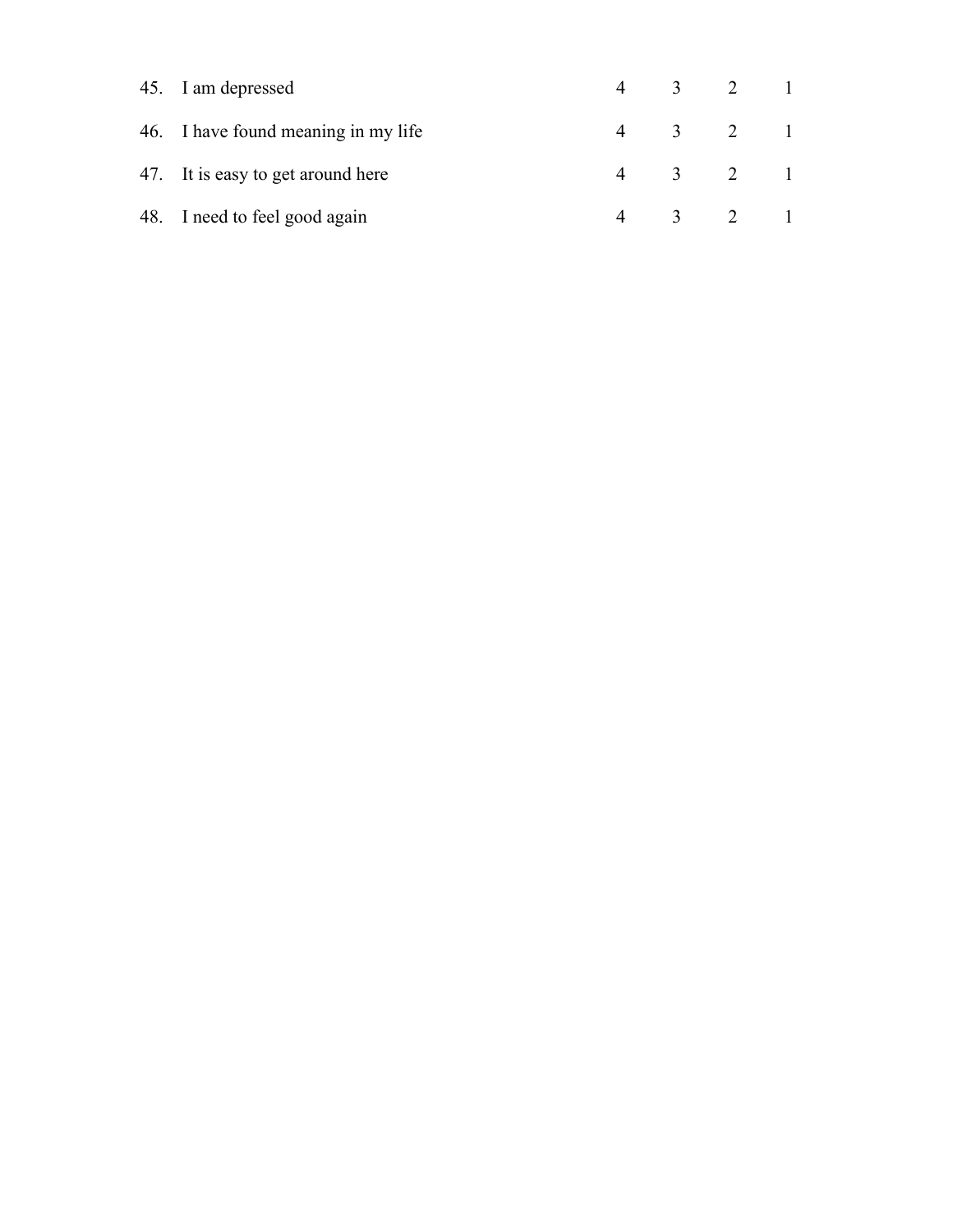| | | | | | |
|---|---|---|---|---|---|
| 45. | I am depressed | 4 | 3 | 2 | 1 |
| 46. | I have found meaning in my life | 4 | 3 | 2 | 1 |
| 47. | It is easy to get around here | 4 | 3 | 2 | 1 |
| 48. | I need to feel good again | 4 | 3 | 2 | 1 |